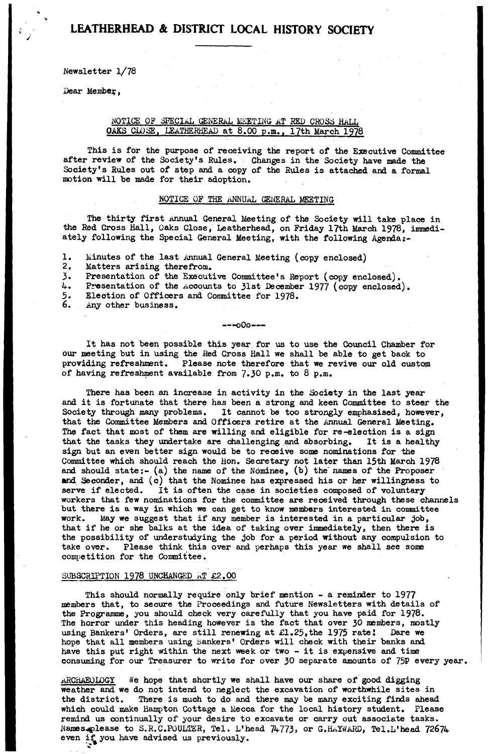# LEATHERHEAD & DISTRICT LOCAL HISTORY SOCIETY

Newsletter 1/78

Dear Member,

## NOTICE OF SPECIAL GENERAL MEETING AT RED CROSS HALL OAKS CLOSE, LEATHERHEAD at 8.00 p.m., 17th March 1978

This is for the purpose of receiving the report of the Executive Committee after review of the Society's Rules. Changes in the Society have made the Society's Rules out of step and a copy of the Rules is attached and a formal motion will be made for their adoption.

## NOTICE OF THE ANNUAL GENERAL MEETING

The thirty first Annual General Meeting of the Society will take place in the Red Cross Hall, Oaks Close, Leatherhead, on Friday 17th March 1978, immediately following the Special General Meeting, with the following Agenda:-

1. Minutes of the last Annual General Meeting (copy enclosed)
2. Matters arising therefrom.
3. Presentation of the Executive Committee's Report (copy enclosed).
4. Presentation of the Accounts to 31st December 1977 (copy enclosed).
5. Election of Officers and Committee for 1978.
6. Any other business.

---oOo---

It has not been possible this year for us to use the Council Chamber for our meeting but in using the Red Cross Hall we shall be able to get back to providing refreshment. Please note therefore that we revive our old custom of having refreshment available from 7.30 p.m. to 8 p.m.

There has been an increase in activity in the Society in the last year and it is fortunate that there has been a strong and keen Committee to steer the Society through many problems. It cannot be too strongly emphasised, however, that the Committee Members and Officers retire at the Annual General Meeting. The fact that most of them are willing and eligible for re-election is a sign that the tasks they undertake are challenging and absorbing. It is a healthy sign but an even better sign would be to receive some nominations for the Committee which should reach the Hon. Secretary not later than 15th March 1978 and should state:- (a) the name of the Nominee, (b) the names of the Proposer and Seconder, and (c) that the Nominee has expressed his or her willingness to serve if elected. It is often the case in societies composed of voluntary workers that few nominations for the committee are received through these channels but there is a way in which we can get to know members interested in committee work. May we suggest that if any member is interested in a particular job, that if he or she balks at the idea of taking over immediately, then there is the possibility of understudying the job for a period without any compulsion to take over. Please think this over and perhaps this year we shall see some competition for the Committee.

## SUBSCRIPTION 1978 UNCHANGED AT £2.00

This should normally require only brief mention - a reminder to 1977 members that, to secure the Proceedings and future Newsletters with details of the Programme, you should check very carefully that you have paid for 1978. The horror under this heading however is the fact that over 30 members, mostly using Bankers' Orders, are still renewing at £1.25, the 1975 rate! Dare we hope that all members using Bankers' Orders will check with their banks and have this put right within the next week or two - it is expensive and time consuming for our Treasurer to write for over 30 separate amounts of 75P every year.

ARCHAEOLOGY We hope that shortly we shall have our share of good digging weather and we do not intend to neglect the excavation of worthwhile sites in the district. There is much to do and there may be many exciting finds ahead which could make Hampton Cottage a Mecca for the local history student. Please remind us continually of your desire to excavate or carry out associate tasks. Names please to S.R.C.POULTER, Tel. L'head 74773, or G.HAYWARD, Tel.L'head 72674 even if you have advised us previously.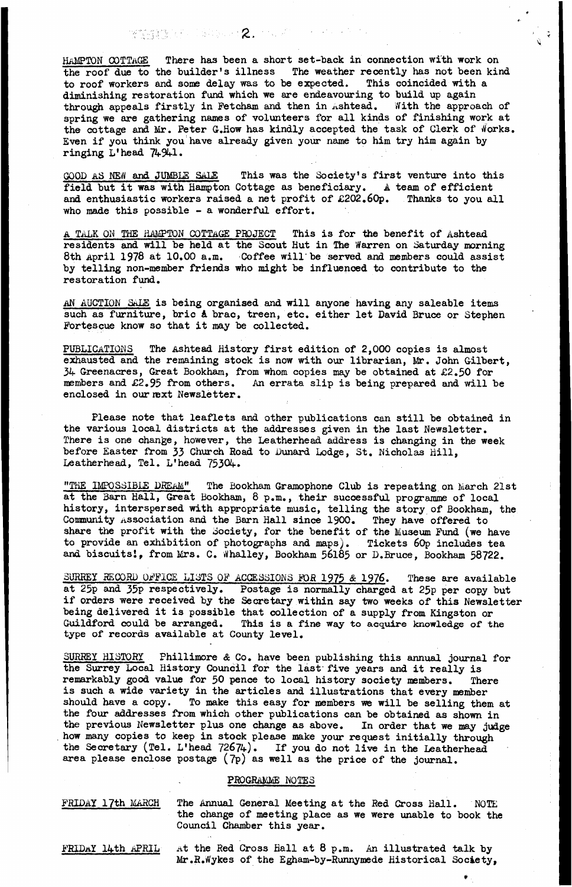HAMPTON COTTAGE There has been a short set-back in connection with work on the roof due to the builder's illness The weather recently has not been kind to roof workers and some delay was to be expected. This coincided with a diminishing restoration fund which we are endeavouring to build up again through appeals firstly in Fetcham and then in Ashtead. With the approach of spring we are gathering names of volunteers for all kinds of finishing work at the cottage and Mr. Peter G.How has kindly accepted the task of Clerk of Works. Even if you think you have already given your name to him try him again by ringing L'head 74941.

GOOD AS NEW and JUMBLE SALE This was the Society's first venture into this field but it was with Hampton Cottage as beneficiary. A team of efficient and enthusiastic workers raised a net profit of £202.60p. Thanks to you all who made this possible - a wonderful effort.

A TALK ON THE HAMPTON COTTAGE PROJECT This is for the benefit of Ashtead residents and will be held at the Scout Hut in The Warren on Saturday morning 8th April 1978 at 10.00 a.m. Coffee will be served and members could assist by telling non-member friends who might be influenced to contribute to the restoration fund.

AN AUCTION SALE is being organised and will anyone having any saleable items such as furniture, bric & brac, treen, etc. either let David Bruce or Stephen Fortescue know so that it may be collected.

PUBLICATIONS The Ashtead History first edition of 2,000 copies is almost exhausted and the remaining stock is now with our librarian, Mr. John Gilbert, 34 Greenacres, Great Bookham, from whom copies may be obtained at £2.50 for members and £2.95 from others. An errata slip is being prepared and will be enclosed in our next Newsletter.

Please note that leaflets and other publications can still be obtained in the various local districts at the addresses given in the last Newsletter. There is one change, however, the Leatherhead address is changing in the week before Easter from 33 Church Road to Dunard Lodge, St. Nicholas Hill, Leatherhead, Tel. L'head 75304.

"THE IMPOSSIBLE DREAM" The Bookham Gramophone Club is repeating on March 21st at the Barn Hall, Great Bookham, 8 p.m., their successful programme of local history, interspersed with appropriate music, telling the story of Bookham, the Community Association and the Barn Hall since 1900. They have offered to share the profit with the Society, for the benefit of the Museum Fund (we have to provide an exhibition of photographs and maps). Tickets 60p includes tea and biscuits!, from Mrs. C. Whalley, Bookham 56185 or D.Bruce, Bookham 58722.

SURREY RECORD OFFICE LISTS OF ACCESSIONS FOR 1975 & 1976. These are available at 25p and 35p respectively. Postage is normally charged at 25p per copy but if orders were received by the Secretary within say two weeks of this Newsletter being delivered it is possible that collection of a supply from Kingston or Guildford could be arranged. This is a fine way to acquire knowledge of the type of records available at County level.

SURREY HISTORY Phillimore & Co. have been publishing this annual journal for the Surrey Local History Council for the last five years and it really is remarkably good value for 50 pence to local history society members. There is such a wide variety in the articles and illustrations that every member should have a copy. To make this easy for members we will be selling them at the four addresses from which other publications can be obtained as shown in the previous Newsletter plus one change as above. In order that we may judge how many copies to keep in stock please make your request initially through the Secretary (Tel. L'head 72674). If you do not live in the Leatherhead area please enclose postage (7p) as well as the price of the journal.

## PROGRAMME NOTES

FRIDAY 17th MARCH The Annual General Meeting at the Red Cross Hall. NOTE the change of meeting place as we were unable to book the Council Chamber this year.

FRIDAY 14th APRIL At the Red Cross Hall at 8 p.m. An illustrated talk by Mr.R.Wykes of the Egham-by-Runnymede Historical Society,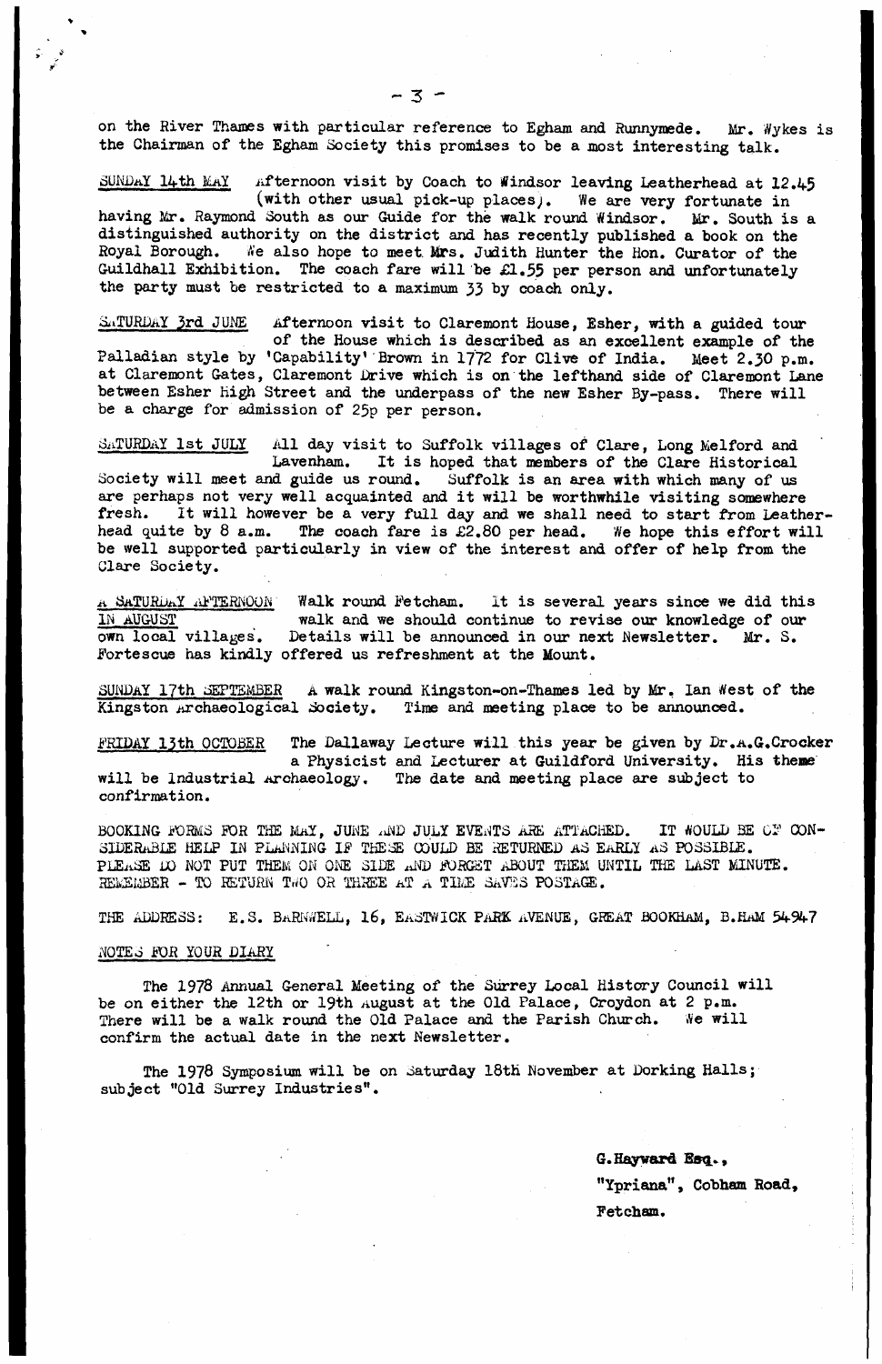on the River Thames with particular reference to Egham and Runnymede. Mr. Wykes is the Chairman of the Egham Society this promises to be a most interesting talk.

SUNDAY 14th MAY Afternoon visit by Coach to Windsor leaving Leatherhead at 12.45 (with other usual pick-up places). We are very fortunate in having Mr. Raymond South as our Guide for the walk round Windsor. Mr. South is a distinguished authority on the district and has recently published a book on the Royal Borough. We also hope to meet Mrs. Judith Hunter the Hon. Curator of the Guildhall Exhibition. The coach fare will be £1.55 per person and unfortunately the party must be restricted to a maximum 33 by coach only.

SATURDAY 3rd JUNE Afternoon visit to Claremont House, Esher, with a guided tour of the House which is described as an excellent example of the Palladian style by 'Capability' Brown in 1772 for Clive of India. Meet 2.30 p.m. at Claremont Gates, Claremont Drive which is on the lefthand side of Claremont Lane between Esher High Street and the underpass of the new Esher By-pass. There will be a charge for admission of 25p per person.

SATURDAY 1st JULY All day visit to Suffolk villages of Clare, Long Melford and Lavenham. It is hoped that members of the Clare Historical Society will meet and guide us round. Suffolk is an area with which many of us are perhaps not very well acquainted and it will be worthwhile visiting somewhere fresh. It will however be a very full day and we shall need to start from Leatherhead quite by 8 a.m. The coach fare is £2.80 per head. We hope this effort will be well supported particularly in view of the interest and offer of help from the Clare Society.

A SATURDAY AFTERNOON IN AUGUST Walk round Fetcham. It is several years since we did this walk and we should continue to revise our knowledge of our own local villages. Details will be announced in our next Newsletter. Mr. S. Fortescue has kindly offered us refreshment at the Mount.

SUNDAY 17th SEPTEMBER A walk round Kingston-on-Thames led by Mr. Ian West of the Kingston Archaeological Society. Time and meeting place to be announced.

FRIDAY 13th OCTOBER The Dallaway Lecture will this year be given by Dr.A.G.Crocker a Physicist and Lecturer at Guildford University. His theme will be Industrial Archaeology. The date and meeting place are subject to confirmation.

BOOKING FORMS FOR THE MAY, JUNE AND JULY EVENTS ARE ATTACHED. IT WOULD BE OF CONSIDERABLE HELP IN PLANNING IF THESE COULD BE RETURNED AS EARLY AS POSSIBLE. PLEASE DO NOT PUT THEM ON ONE SIDE AND FORGET ABOUT THEM UNTIL THE LAST MINUTE. REMEMBER - TO RETURN TWO OR THREE AT A TIME SAVES POSTAGE.

THE ADDRESS: E.S. BARNWELL, 16, EASTWICK PARK AVENUE, GREAT BOOKHAM, B.HAM 54947

NOTES FOR YOUR DIARY

The 1978 Annual General Meeting of the Surrey Local History Council will be on either the 12th or 19th August at the Old Palace, Croydon at 2 p.m. There will be a walk round the Old Palace and the Parish Church. We will confirm the actual date in the next Newsletter.

The 1978 Symposium will be on Saturday 18th November at Dorking Halls; subject "Old Surrey Industries".

G.Hayward Esq.,
"Ypriana", Cobham Road,
Fetcham.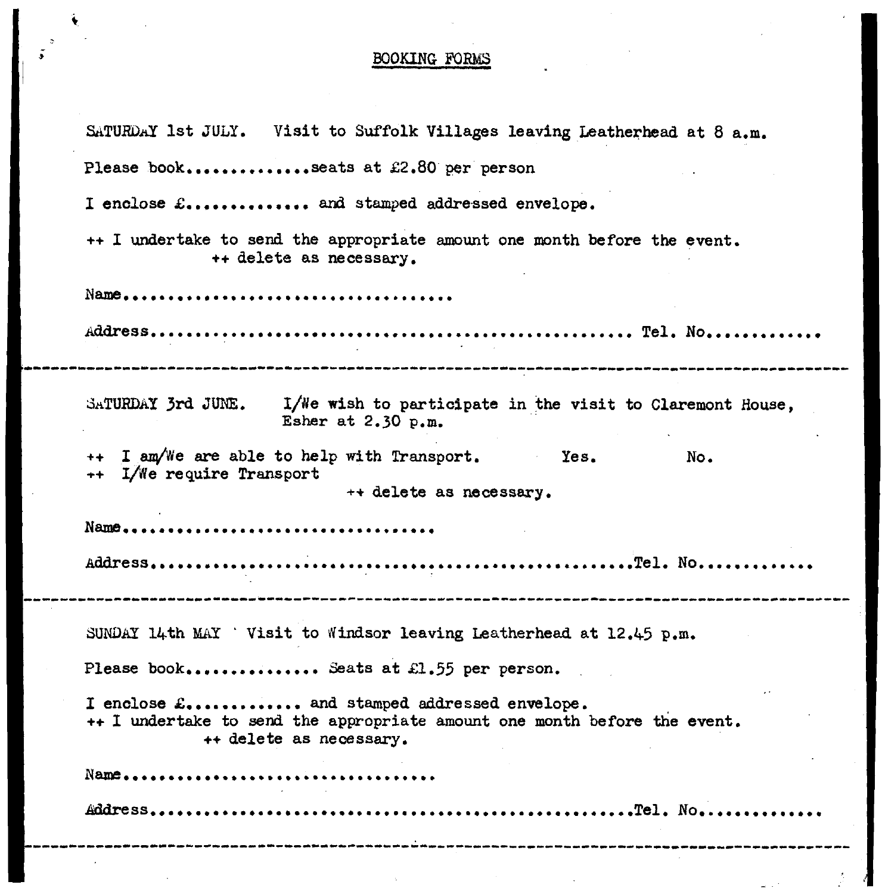## BOOKING FORMS

SATURDAY 1st JULY. Visit to Suffolk Villages leaving Leatherhead at 8 a.m.

Please book..............seats at £2.80 per person

I enclose £.............. and stamped addressed envelope.

++ I undertake to send the appropriate amount one month before the event.
++ delete as necessary.

Name.................................

Address................................................... Tel. No.............

---

SATURDAY 3rd JUNE. I/We wish to participate in the visit to Claremont House, Esher at 2.30 p.m.

++ I am/We are able to help with Transport. Yes. No.
++ I/We require Transport
++ delete as necessary.

Name...............................

Address..................................................Tel. No.............

---

SUNDAY 14th MAY Visit to Windsor leaving Leatherhead at 12.45 p.m.

Please book.............. Seats at £1.55 per person.

I enclose £............. and stamped addressed envelope.
++ I undertake to send the appropriate amount one month before the event.
++ delete as necessary.

Name...............................

Address..................................................Tel. No.............

---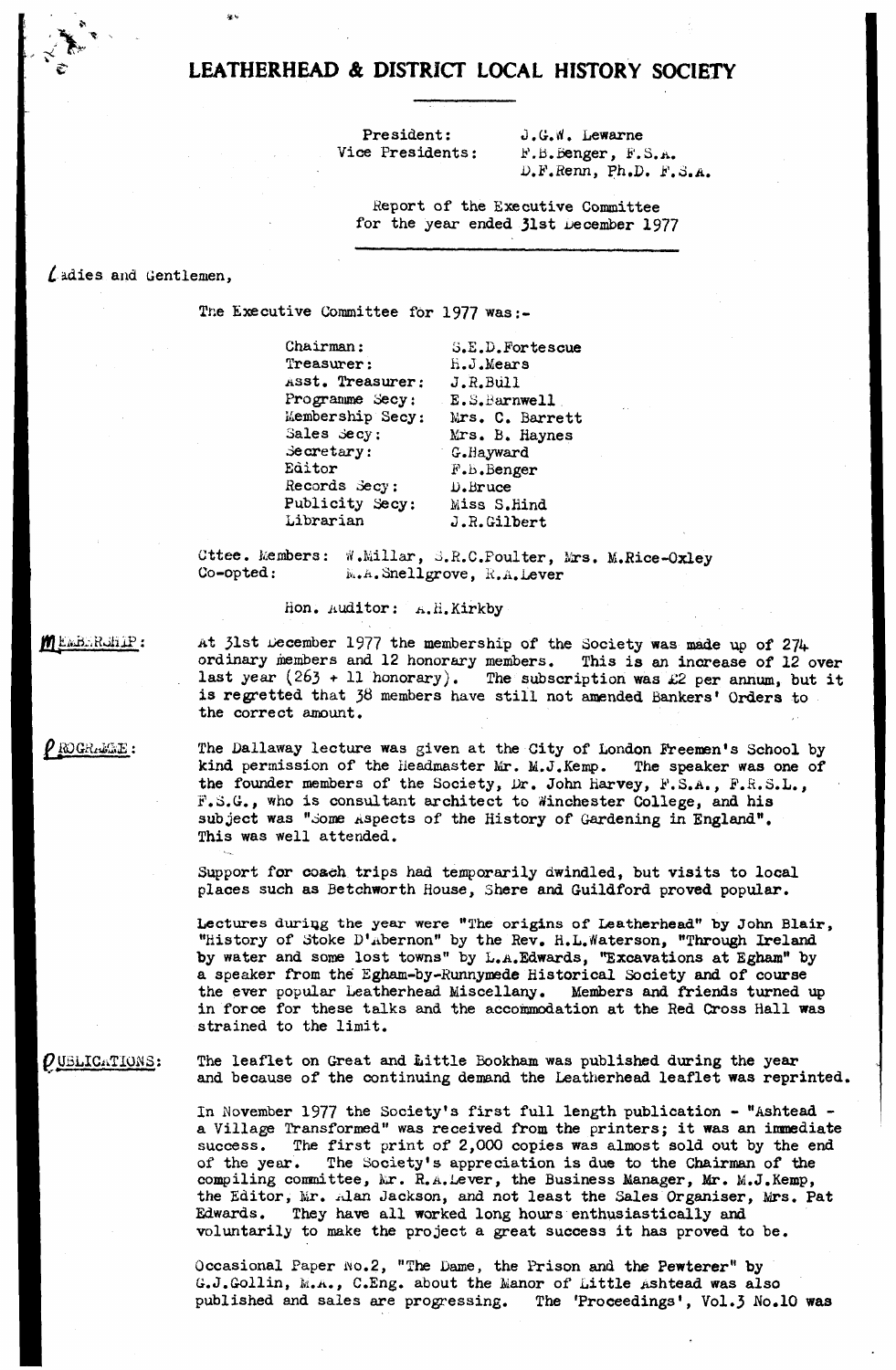# LEATHERHEAD & DISTRICT LOCAL HISTORY SOCIETY

President: J.G.W. Lewarne
Vice Presidents: F.B.Benger, F.S.A.
D.F.Renn, Ph.D. F.S.A.

Report of the Executive Committee
for the year ended 31st December 1977

Ladies and Gentlemen,

The Executive Committee for 1977 was:-

| | |
|---|---|
| Chairman: | S.E.D.Fortescue |
| Treasurer: | H.J.Mears |
| Asst. Treasurer: | J.R.Bull |
| Programme Secy: | E.S.Barnwell |
| Membership Secy: | Mrs. C. Barrett |
| Sales Secy: | Mrs. B. Haynes |
| Secretary: | G.Hayward |
| Editor | F.B.Benger |
| Records Secy: | D.Bruce |
| Publicity Secy: | Miss S.Hind |
| Librarian | J.R.Gilbert |

Cttee. Members: W.Millar, S.R.C.Poulter, Mrs. M.Rice-Oxley
Co-opted: M.A.Snellgrove, R.A.Lever

Hon. Auditor: A.H.Kirkby

**MEMBERSHIP:** At 31st December 1977 the membership of the Society was made up of 274 ordinary members and 12 honorary members. This is an increase of 12 over last year (263 + 11 honorary). The subscription was £2 per annum, but it is regretted that 38 members have still not amended Bankers' Orders to the correct amount.

**PROGRAMME:** The Dallaway lecture was given at the City of London Freemen's School by kind permission of the Headmaster Mr. M.J.Kemp. The speaker was one of the founder members of the Society, Dr. John Harvey, F.S.A., F.R.S.L., F.S.G., who is consultant architect to Winchester College, and his subject was "Some Aspects of the History of Gardening in England". This was well attended.

Support for coach trips had temporarily dwindled, but visits to local places such as Betchworth House, Shere and Guildford proved popular.

Lectures during the year were "The origins of Leatherhead" by John Blair, "History of Stoke D'Abernon" by the Rev. H.L.Waterson, "Through Ireland by water and some lost towns" by L.A.Edwards, "Excavations at Egham" by a speaker from the Egham-by-Runnymede Historical Society and of course the ever popular Leatherhead Miscellany. Members and friends turned up in force for these talks and the accommodation at the Red Cross Hall was strained to the limit.

**PUBLICATIONS:** The leaflet on Great and Little Bookham was published during the year and because of the continuing demand the Leatherhead leaflet was reprinted.

In November 1977 the Society's first full length publication - "Ashtead - a Village Transformed" was received from the printers; it was an immediate success. The first print of 2,000 copies was almost sold out by the end of the year. The Society's appreciation is due to the Chairman of the compiling committee, Mr. R.A.Lever, the Business Manager, Mr. M.J.Kemp, the Editor, Mr. Alan Jackson, and not least the Sales Organiser, Mrs. Pat Edwards. They have all worked long hours enthusiastically and voluntarily to make the project a great success it has proved to be.

Occasional Paper No.2, "The Dame, the Prison and the Pewterer" by G.J.Gollin, M.A., C.Eng. about the Manor of Little Ashtead was also published and sales are progressing. The 'Proceedings', Vol.3 No.10 was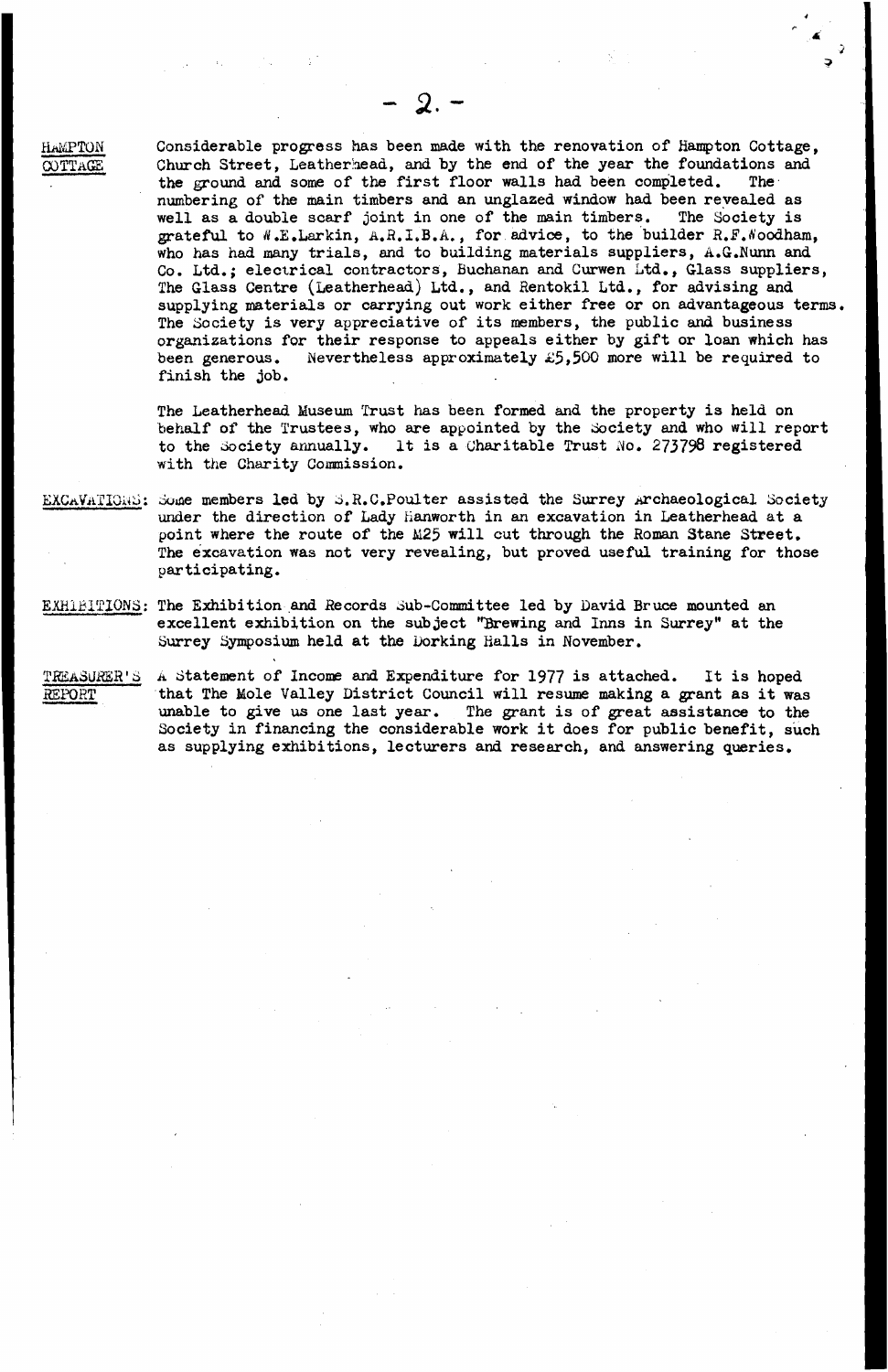**HAMPTON COTTAGE**

Considerable progress has been made with the renovation of Hampton Cottage, Church Street, Leatherhead, and by the end of the year the foundations and the ground and some of the first floor walls had been completed. The numbering of the main timbers and an unglazed window had been revealed as well as a double scarf joint in one of the main timbers. The Society is grateful to W.E.Larkin, A.R.I.B.A., for advice, to the builder R.F.Woodham, who has had many trials, and to building materials suppliers, A.G.Nunn and Co. Ltd.; electrical contractors, Buchanan and Curwen Ltd., Glass suppliers, The Glass Centre (Leatherhead) Ltd., and Rentokil Ltd., for advising and supplying materials or carrying out work either free or on advantageous terms. The Society is very appreciative of its members, the public and business organizations for their response to appeals either by gift or loan which has been generous. Nevertheless approximately £5,500 more will be required to finish the job.

The Leatherhead Museum Trust has been formed and the property is held on behalf of the Trustees, who are appointed by the Society and who will report to the Society annually. It is a Charitable Trust No. 273798 registered with the Charity Commission.

**EXCAVATIONS:** Some members led by S.R.C.Poulter assisted the Surrey Archaeological Society under the direction of Lady Hanworth in an excavation in Leatherhead at a point where the route of the M25 will cut through the Roman Stane Street. The excavation was not very revealing, but proved useful training for those participating.

**EXHIBITIONS:** The Exhibition and Records Sub-Committee led by David Bruce mounted an excellent exhibition on the subject "Brewing and Inns in Surrey" at the Surrey Symposium held at the Dorking Halls in November.

**TREASURER'S REPORT**

A Statement of Income and Expenditure for 1977 is attached. It is hoped that The Mole Valley District Council will resume making a grant as it was unable to give us one last year. The grant is of great assistance to the Society in financing the considerable work it does for public benefit, such as supplying exhibitions, lecturers and research, and answering queries.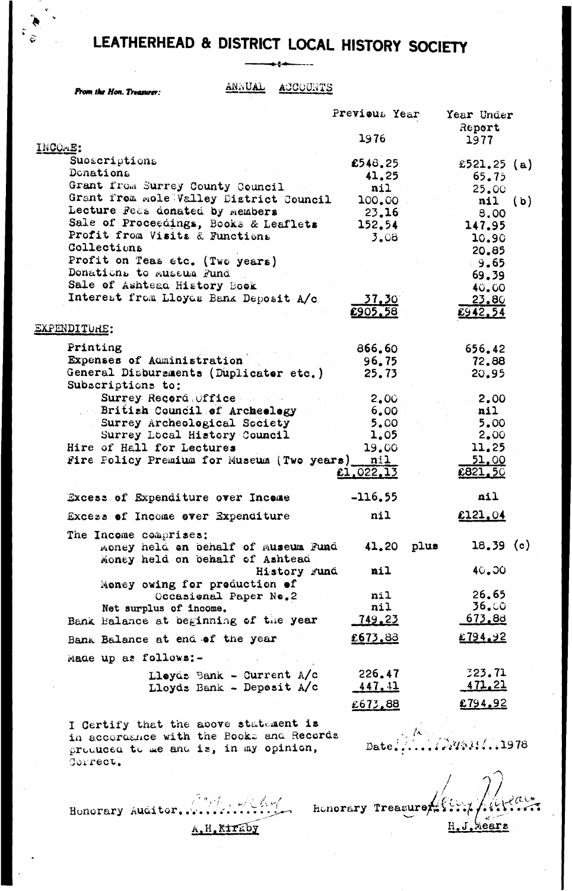# LEATHERHEAD & DISTRICT LOCAL HISTORY SOCIETY

*From the Hon. Treasurer:*

ANNUAL ACCOUNTS

| | Previous Year 1976 | Year Under Report 1977 |
|---|---|---|
| **INCOME:** | | |
| Subscriptions | £548.25 | £521.25 (a) |
| Donations | 41.25 | 65.75 |
| Grant from Surrey County Council | nil | 25.00 |
| Grant from Mole Valley District Council | 100.00 | nil (b) |
| Lecture Fees donated by members | 23.16 | 8.00 |
| Sale of Proceedings, Books & Leaflets | 152.54 | 147.95 |
| Profit from Visits & Functions | 3.08 | 10.90 |
| Collections | | 20.85 |
| Profit on Teas etc. (Two years) | | 9.65 |
| Donations to Museum Fund | | 69.39 |
| Sale of Ashtead History Book | | 40.00 |
| Interest from Lloyds Bank Deposit A/c | 37.30 | 23.80 |
| | £905.58 | £942.54 |
| **EXPENDITURE:** | | |
| Printing | 866.60 | 656.42 |
| Expenses of Administration | 96.75 | 72.88 |
| General Disbursements (Duplicator etc.) | 25.73 | 20.95 |
| Subscriptions to: | | |
| Surrey Record Office | 2.00 | 2.00 |
| British Council of Archeology | 6.00 | nil |
| Surrey Archeological Society | 5.00 | 5.00 |
| Surrey Local History Council | 1.05 | 2.00 |
| Hire of Hall for Lectures | 19.00 | 11.25 |
| Fire Policy Premium for Museum (Two years) | nil | 51.00 |
| | £1,022.13 | £821.50 |
| Excess of Expenditure over Income | -116.55 | nil |
| Excess of Income over Expenditure | nil | £121.04 |
| The Income comprises: | | |
| Money held on behalf of Museum Fund | 41.20 plus | 18.39 (c) |
| Money held on behalf of Ashtead History Fund | nil | 40.00 |
| Money owing for production of Occasional Paper No.2 | nil | 26.65 |
| Net surplus of income. | nil | 36.00 |
| Bank Balance at beginning of the year | 749.23 | 673.88 |
| Bank Balance at end of the year | £673.88 | £794.92 |
| Made up as follows:- | | |
| Lloyds Bank - Current A/c | 226.47 | 323.71 |
| Lloyds Bank - Deposit A/c | 447.41 | 471.21 |
| | £673.88 | £794.92 |

I Certify that the above statement is in accordance with the Books and Records produced to me and is, in my opinion, Correct.

Date............1978

Honorary Auditor.............. A.H.Kirkby

Honorary Treasurer.............. H.J.Mears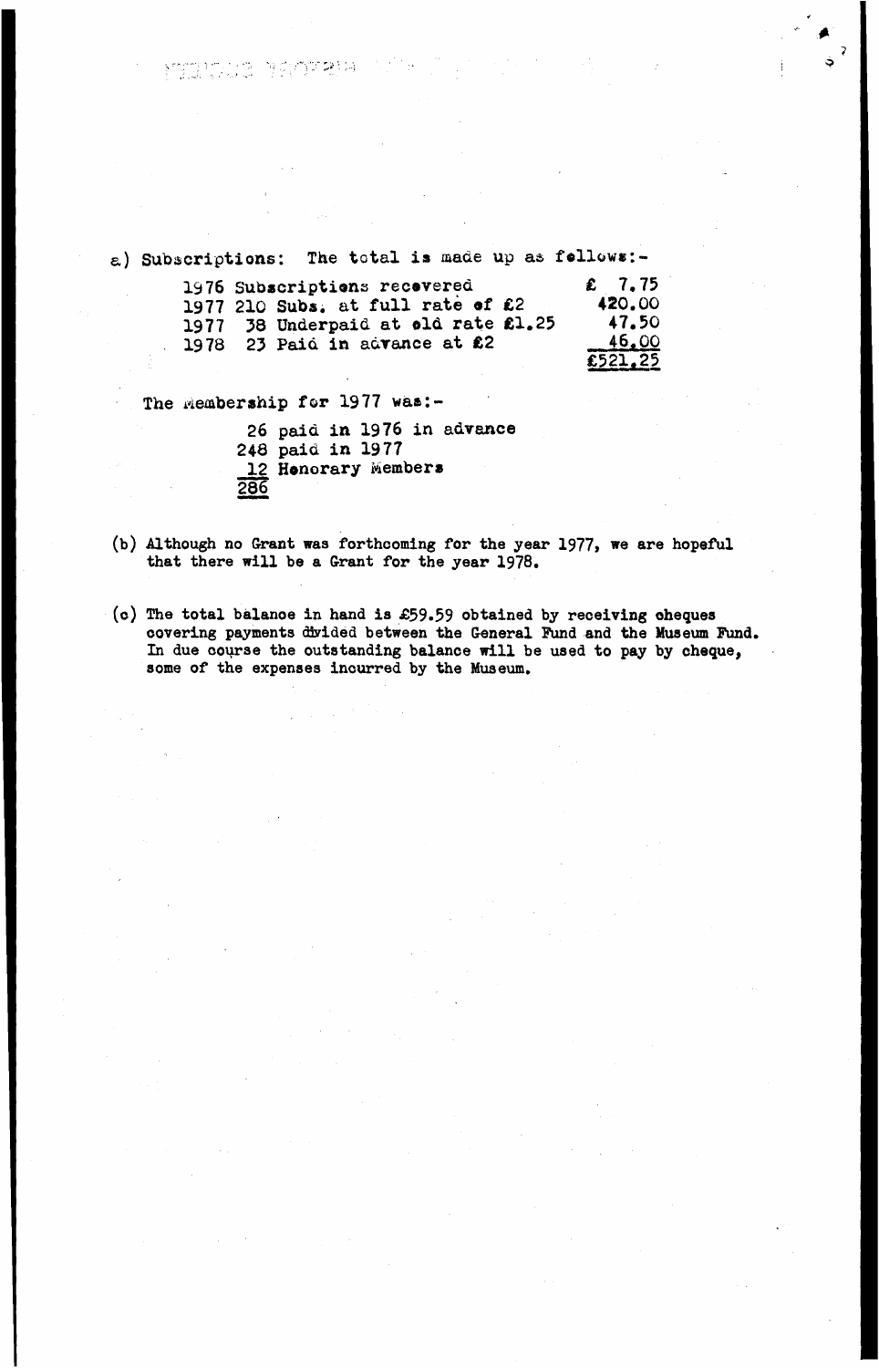a) Subscriptions: The total is made up as follows:-

| | | |
|---|---|---|
| 1976 | Subscriptions recovered | £ 7.75 |
| 1977 | 210 Subs. at full rate of £2 | 420.00 |
| 1977 | 38 Underpaid at old rate £1.25 | 47.50 |
| 1978 | 23 Paid in advance at £2 | 46.00 |
| | | £521.25 |

The Membership for 1977 was:-

| | |
|---|---|
| 26 | paid in 1976 in advance |
| 248 | paid in 1977 |
| 12 | Honorary Members |
| 286 | |

(b) Although no Grant was forthcoming for the year 1977, we are hopeful that there will be a Grant for the year 1978.

(c) The total balance in hand is £59.59 obtained by receiving cheques covering payments divided between the General Fund and the Museum Fund. In due course the outstanding balance will be used to pay by cheque, some of the expenses incurred by the Museum.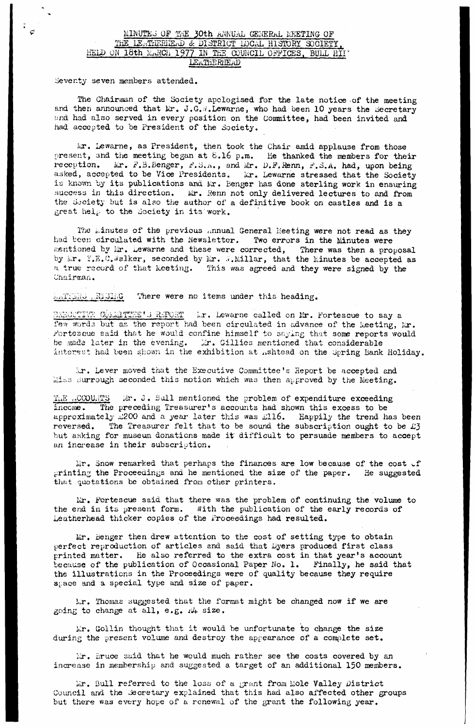# MINUTES OF THE 30th ANNUAL GENERAL MEETING OF THE LEATHERHEAD & DISTRICT LOCAL HISTORY SOCIETY, HELD ON 18th MARCH 1977 IN THE COUNCIL OFFICES, BULL HILL LEATHERHEAD

Seventy seven members attended.

The Chairman of the Society apologised for the late notice of the meeting and then announced that Mr. J.G.W.Lewarne, who had been 10 years the Secretary and had also served in every position on the Committee, had been invited and had accepted to be President of the Society.

Mr. Lewarne, as President, then took the Chair amid applause from those present, and the meeting began at 8.16 p.m. He thanked the members for their reception. Mr. F.B.Benger, F.S.A., and Mr. D.F.Renn, F.S.A. had, upon being asked, accepted to be Vice Presidents. Mr. Lewarne stressed that the Society is known by its publications and Mr. Benger has done sterling work in ensuring success in this direction. Mr. Renn not only delivered lectures to and from the Society but is also the author of a definitive book on castles and is a great help to the Society in its work.

The Minutes of the previous Annual General Meeting were not read as they had been circulated with the Newsletter. Two errors in the Minutes were mentioned by Mr. Lewarne and these were corrected, There was then a proposal by Mr. T.E.C.Walker, seconded by Mr. W.Millar, that the Minutes be accepted as a true record of that Meeting. This was agreed and they were signed by the Chairman.

MATTERS ARISING There were no items under this heading.

EXECUTIVE COMMITTEE'S REPORT Mr. Lewarne called on Mr. Fortescue to say a few words but as the report had been circulated in advance of the Meeting, Mr. Fortescue said that he would confine himself to saying that some reports would be made later in the evening. Mr. Gillies mentioned that considerable interest had been shown in the exhibition at Ashtead on the Spring Bank Holiday.

Mr. Lever moved that the Executive Committee's Report be accepted and Miss Burrough seconded this motion which was then approved by the Meeting.

THE ACCOUNTS Mr. J. Bull mentioned the problem of expenditure exceeding income. The preceding Treasurer's accounts had shown this excess to be approximately £200 and a year later this was £116. Happily the trend has been reversed. The Treasurer felt that to be sound the subscription ought to be £3 but asking for museum donations made it difficult to persuade members to accept an increase in their subscription.

Mr. Snow remarked that perhaps the finances are low because of the cost of printing the Proceedings and he mentioned the size of the paper. He suggested that quotations be obtained from other printers.

Mr. Fortescue said that there was the problem of continuing the volume to the end in its present form. With the publication of the early records of Leatherhead thicker copies of the Proceedings had resulted.

Mr. Benger then drew attention to the cost of setting type to obtain perfect reproduction of articles and said that Dyers produced first class printed matter. He also referred to the extra cost in that year's account because of the publication of Occasional Paper No. 1. Finally, he said that the illustrations in the Proceedings were of quality because they require space and a special type and size of paper.

Mr. Thomas suggested that the format might be changed now if we are going to change at all, e.g. A4 size.

Mr. Gollin thought that it would be unfortunate to change the size during the present volume and destroy the appearance of a complete set.

Mr. Bruce said that he would much rather see the costs covered by an increase in membership and suggested a target of an additional 150 members.

Mr. Bull referred to the loss of a grant from Mole Valley District Council and the Secretary explained that this had also affected other groups but there was every hope of a renewal of the grant the following year.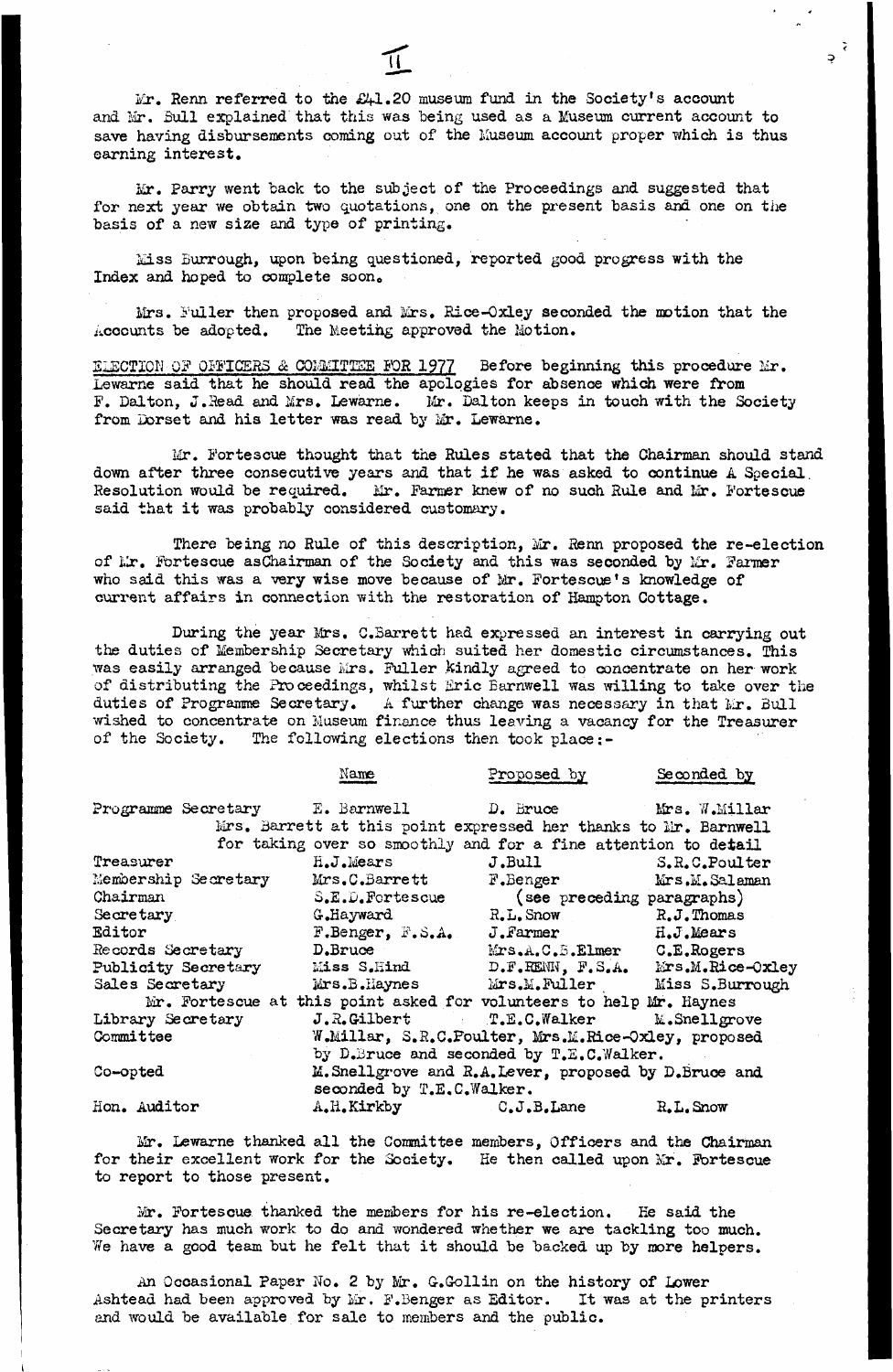Mr. Renn referred to the £41.20 museum fund in the Society's account and Mr. Bull explained that this was being used as a Museum current account to save having disbursements coming out of the Museum account proper which is thus earning interest.

Mr. Parry went back to the subject of the Proceedings and suggested that for next year we obtain two quotations, one on the present basis and one on the basis of a new size and type of printing.

Miss Burrough, upon being questioned, reported good progress with the Index and hoped to complete soon.

Mrs. Fuller then proposed and Mrs. Rice-Oxley seconded the motion that the Accounts be adopted. The Meeting approved the Motion.

ELECTION OF OFFICERS & COMMITTEE FOR 1977 Before beginning this procedure Mr. Lewarne said that he should read the apologies for absence which were from F. Dalton, J. Read and Mrs. Lewarne. Mr. Dalton keeps in touch with the Society from Dorset and his letter was read by Mr. Lewarne.

Mr. Fortescue thought that the Rules stated that the Chairman should stand down after three consecutive years and that if he was asked to continue A Special Resolution would be required. Mr. Farmer knew of no such Rule and Mr. Fortescue said that it was probably considered customary.

There being no Rule of this description, Mr. Renn proposed the re-election of Mr. Fortescue asChairman of the Society and this was seconded by Mr. Farmer who said this was a very wise move because of Mr. Fortescue's knowledge of current affairs in connection with the restoration of Hampton Cottage.

During the year Mrs. C.Barrett had expressed an interest in carrying out the duties of Membership Secretary which suited her domestic circumstances. This was easily arranged because Mrs. Fuller kindly agreed to concentrate on her work of distributing the Proceedings, whilst Eric Barnwell was willing to take over the duties of Programme Secretary. A further change was necessary in that Mr. Bull wished to concentrate on Museum finance thus leaving a vacancy for the Treasurer of the Society. The following elections then took place:-

| | Name | Proposed by | Seconded by |
|---|---|---|---|
| Programme Secretary | E. Barnwell | D. Bruce | Mrs. W.Millar |
| | Mrs. Barrett at this point expressed her thanks to Mr. Barnwell for taking over so smoothly and for a fine attention to detail | | |
| Treasurer | H.J.Mears | J.Bull | S.R.C.Poulter |
| Membership Secretary | Mrs.C.Barrett | F.Benger | Mrs.M.Salaman |
| Chairman | S.E.D.Fortescue | (see preceding paragraphs) | |
| Secretary | G.Hayward | R.L.Snow | R.J.Thomas |
| Editor | F.Benger, F.S.A. | J.Farmer | H.J.Mears |
| Records Secretary | D.Bruce | Mrs.A.C.B.Elmer | C.E.Rogers |
| Publicity Secretary | Miss S.Hind | D.F.RENN, F.S.A. | Mrs.M.Rice-Oxley |
| Sales Secretary | Mrs.B.Haynes | Mrs.M.Fuller | Miss S.Burrough |
| | Mr. Fortescue at this point asked for volunteers to help Mr. Haynes | | |
| Library Secretary | J.R.Gilbert | T.E.C.Walker | M.Snellgrove |
| Committee | W.Millar, S.R.C.Poulter, Mrs.M.Rice-Oxley, proposed by D.Bruce and seconded by T.E.C.Walker. | | |
| Co-opted | M.Snellgrove and R.A.Lever, proposed by D.Bruce and seconded by T.E.C.Walker. | | |
| Hon. Auditor | A.H.Kirkby | C.J.B.Lane | R.L.Snow |

Mr. Lewarne thanked all the Committee members, Officers and the Chairman for their excellent work for the Society. He then called upon Mr. Fortescue to report to those present.

Mr. Fortescue thanked the members for his re-election. He said the Secretary has much work to do and wondered whether we are tackling too much. We have a good team but he felt that it should be backed up by more helpers.

An Occasional Paper No. 2 by Mr. G.Gollin on the history of Lower Ashtead had been approved by Mr. F.Benger as Editor. It was at the printers and would be available for sale to members and the public.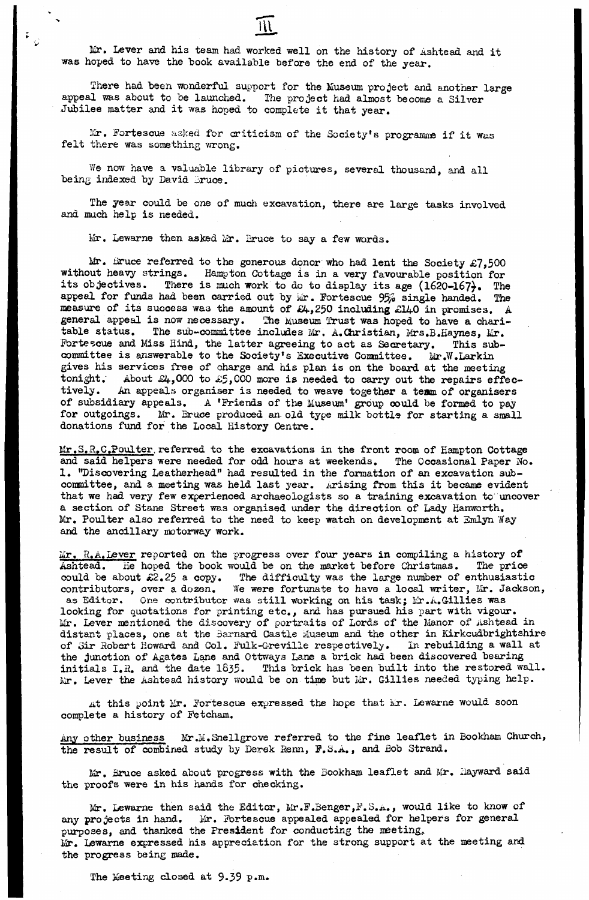Mr. Lever and his team had worked well on the history of Ashtead and it was hoped to have the book available before the end of the year.

There had been wonderful support for the Museum project and another large appeal was about to be launched. The project had almost become a Silver Jubilee matter and it was hoped to complete it that year.

Mr. Fortescue asked for criticism of the Society's programme if it was felt there was something wrong.

We now have a valuable library of pictures, several thousand, and all being indexed by David Bruce.

The year could be one of much excavation, there are large tasks involved and much help is needed.

Mr. Lewarne then asked Mr. Bruce to say a few words.

Mr. Bruce referred to the generous donor who had lent the Society £7,500 without heavy strings. Hampton Cottage is in a very favourable position for its objectives. There is much work to do to display its age (1620-167). The appeal for funds had been carried out by Mr. Fortescue 95% single handed. The measure of its success was the amount of £4,250 including £140 in promises. A general appeal is now necessary. The Museum Trust was hoped to have a charitable status. The sub-committee includes Mr. A.Christian, Mrs.B.Haynes, Mr. Fortescue and Miss Hind, the latter agreeing to act as Secretary. This sub-committee is answerable to the Society's Executive Committee. Mr.W.Larkin gives his services free of charge and his plan is on the board at the meeting tonight. About £4,000 to £5,000 more is needed to carry out the repairs effectively. An appeals organiser is needed to weave together a team of organisers of subsidiary appeals. A 'Friends of the Museum' group could be formed to pay for outgoings. Mr. Bruce produced an old type milk bottle for starting a small donations fund for the Local History Centre.

Mr.S.R.C.Poulter referred to the excavations in the front room of Hampton Cottage and said helpers were needed for odd hours at weekends. The Occasional Paper No. 1. "Discovering Leatherhead" had resulted in the formation of an excavation sub-committee, and a meeting was held last year. Arising from this it became evident that we had very few experienced archaeologists so a training excavation to uncover a section of Stane Street was organised under the direction of Lady Hanworth. Mr. Poulter also referred to the need to keep watch on development at Emlyn Way and the ancillary motorway work.

Mr. R.A.Lever reported on the progress over four years in compiling a history of Ashtead. He hoped the book would be on the market before Christmas. The price could be about £2.25 a copy. The difficulty was the large number of enthusiastic contributors, over a dozen. We were fortunate to have a local writer, Mr. Jackson, as Editor. One contributor was still working on his task; Mr.A.Gillies was looking for quotations for printing etc., and has pursued his part with vigour. Mr. Lever mentioned the discovery of portraits of Lords of the Manor of Ashtead in distant places, one at the Barnard Castle Museum and the other in Kirkcudbrightshire of Sir Robert Howard and Col. Fulk-Greville respectively. In rebuilding a wall at the junction of Agates Lane and Ottways Lane a brick had been discovered bearing initials I.R. and the date 1835. This brick has been built into the restored wall. Mr. Lever the Ashtead history would be on time but Mr. Gillies needed typing help.

At this point Mr. Fortescue expressed the hope that Mr. Lewarne would soon complete a history of Fetcham.

Any other business Mr.M.Snellgrove referred to the fine leaflet in Bookham Church, the result of combined study by Derek Renn, F.S.A., and Bob Strand.

Mr. Bruce asked about progress with the Bookham leaflet and Mr. Hayward said the proofs were in his hands for checking.

Mr. Lewarne then said the Editor, Mr.F.Benger,F.S.A., would like to know of any projects in hand. Mr. Fortescue appealed appealed for helpers for general purposes, and thanked the President for conducting the meeting.
Mr. Lewarne expressed his appreciation for the strong support at the meeting and the progress being made.

The Meeting closed at 9.39 p.m.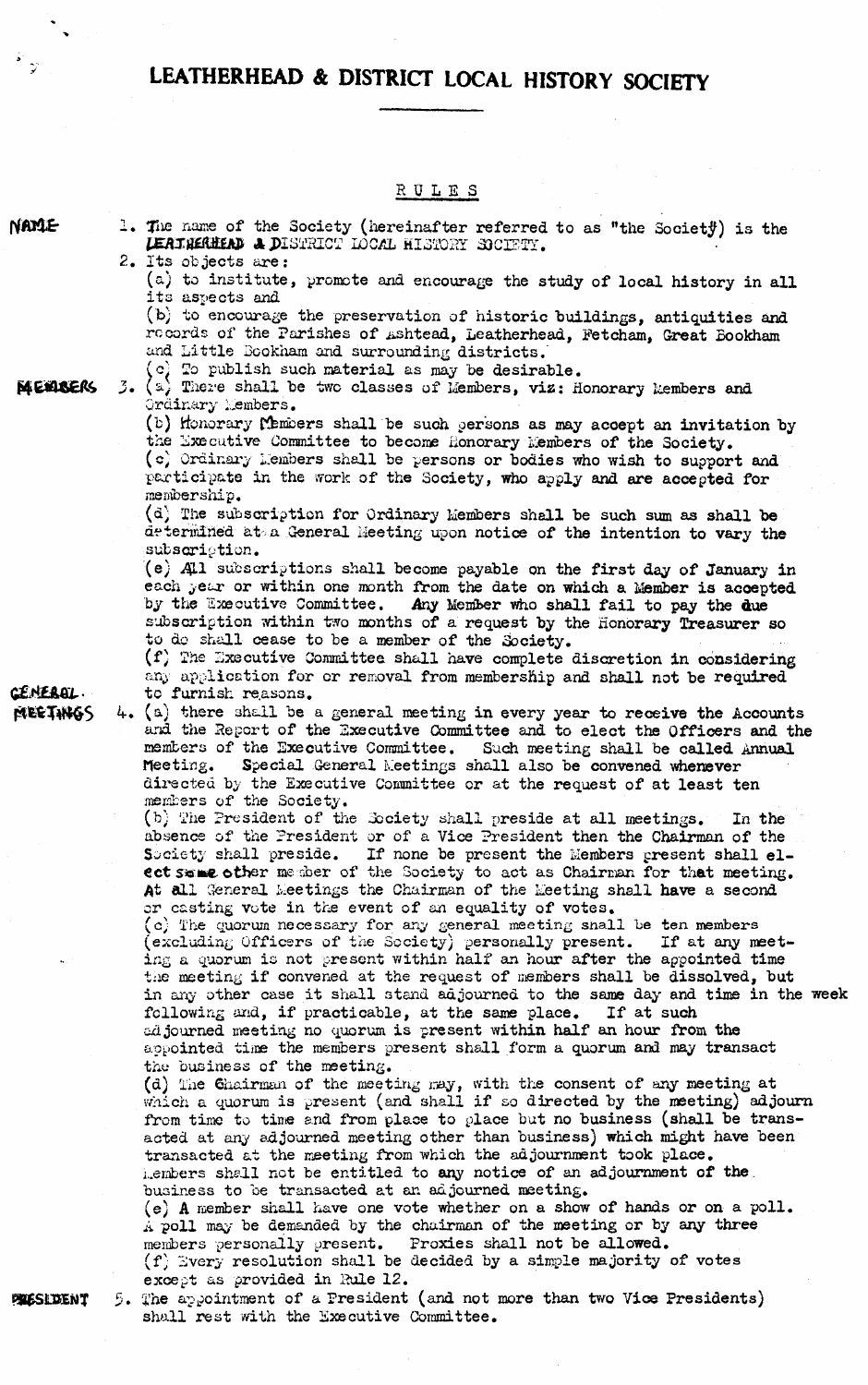# LEATHERHEAD & DISTRICT LOCAL HISTORY SOCIETY

## RULES

**NAME**

1. The name of the Society (hereinafter referred to as "the Society") is the LEATHERHEAD & DISTRICT LOCAL HISTORY SOCIETY.

2. Its objects are:

(a) to institute, promote and encourage the study of local history in all its aspects and

(b) to encourage the preservation of historic buildings, antiquities and records of the Parishes of Ashtead, Leatherhead, Fetcham, Great Bookham and Little Bookham and surrounding districts.

(c) To publish such material as may be desirable.

**MEMBERS**

3. (a) There shall be two classes of Members, viz: Honorary Members and Ordinary Members.

(b) Honorary Members shall be such persons as may accept an invitation by the Executive Committee to become Honorary Members of the Society.

(c) Ordinary Members shall be persons or bodies who wish to support and participate in the work of the Society, who apply and are accepted for membership.

(d) The subscription for Ordinary Members shall be such sum as shall be determined at a General Meeting upon notice of the intention to vary the subscription.

(e) All subscriptions shall become payable on the first day of January in each year or within one month from the date on which a Member is accepted by the Executive Committee. Any Member who shall fail to pay the due subscription within two months of a request by the Honorary Treasurer so to do shall cease to be a member of the Society.

(f) The Executive Committee shall have complete discretion in considering any application for or removal from membership and shall not be required to furnish reasons.

**GENERAL MEETINGS**

4. (a) there shall be a general meeting in every year to receive the Accounts and the Report of the Executive Committee and to elect the Officers and the members of the Executive Committee. Such meeting shall be called Annual Meeting. Special General Meetings shall also be convened whenever directed by the Executive Committee or at the request of at least ten members of the Society.

(b) The President of the Society shall preside at all meetings. In the absence of the President or of a Vice President then the Chairman of the Society shall preside. If none be present the Members present shall elect some other member of the Society to act as Chairman for that meeting. At all General Meetings the Chairman of the Meeting shall have a second or casting vote in the event of an equality of votes.

(c) The quorum necessary for any general meeting shall be ten members (excluding Officers of the Society) personally present. If at any meeting a quorum is not present within half an hour after the appointed time the meeting if convened at the request of members shall be dissolved, but in any other case it shall stand adjourned to the same day and time in the week following and, if practicable, at the same place. If at such adjourned meeting no quorum is present within half an hour from the appointed time the members present shall form a quorum and may transact the business of the meeting.

(d) The Chairman of the meeting may, with the consent of any meeting at which a quorum is present (and shall if so directed by the meeting) adjourn from time to time and from place to place but no business (shall be transacted at any adjourned meeting other than business) which might have been transacted at the meeting from which the adjournment took place. Members shall not be entitled to any notice of an adjournment of the business to be transacted at an adjourned meeting.

(e) A member shall have one vote whether on a show of hands or on a poll. A poll may be demanded by the chairman of the meeting or by any three members personally present. Proxies shall not be allowed.

(f) Every resolution shall be decided by a simple majority of votes except as provided in Rule 12.

**PRESIDENT**

5. The appointment of a President (and not more than two Vice Presidents) shall rest with the Executive Committee.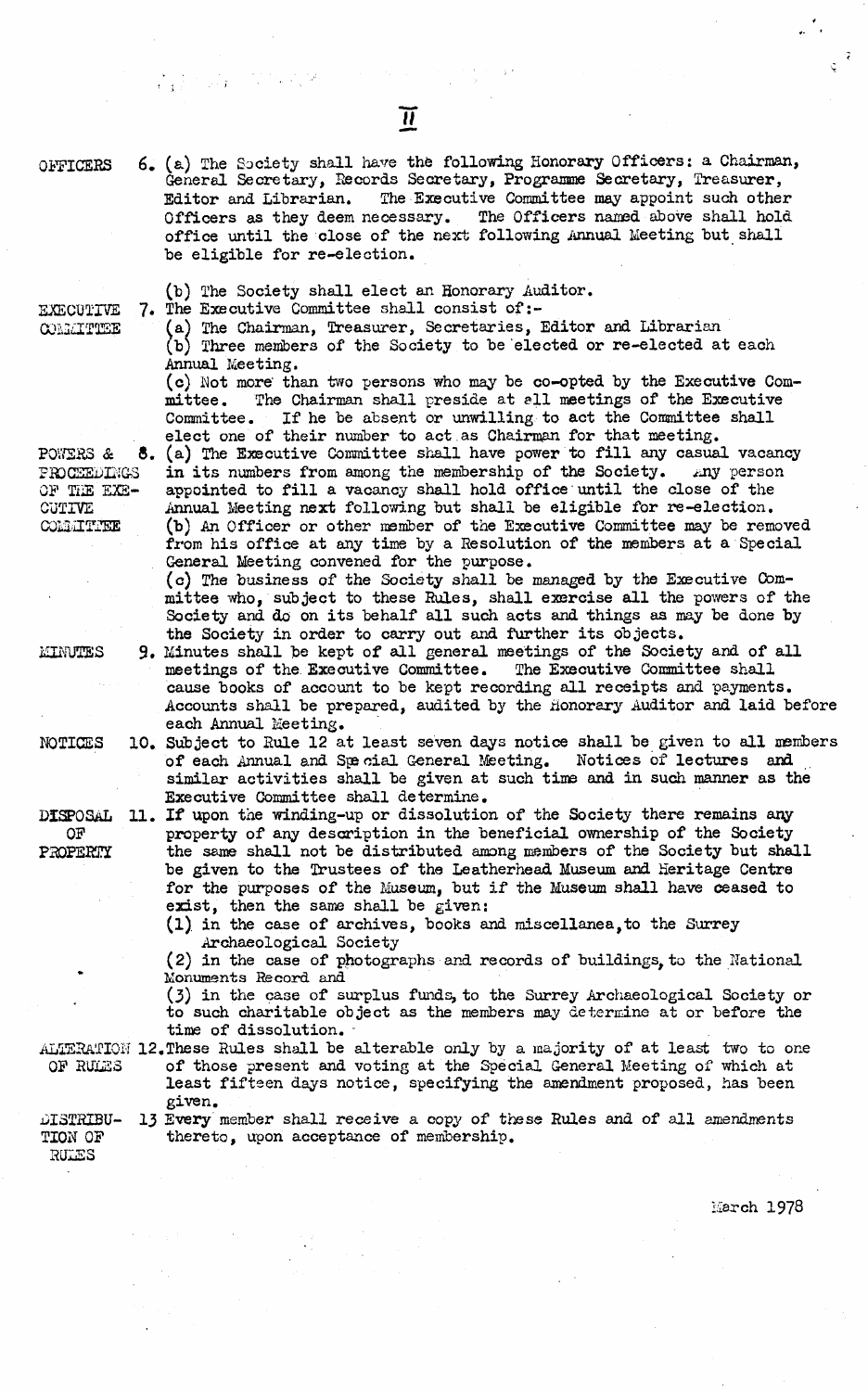II

**OFFICERS** 6. (a) The Society shall have the following Honorary Officers: a Chairman, General Secretary, Records Secretary, Programme Secretary, Treasurer, Editor and Librarian. The Executive Committee may appoint such other Officers as they deem necessary. The Officers named above shall hold office until the close of the next following Annual Meeting but shall be eligible for re-election.

(b) The Society shall elect an Honorary Auditor.

**EXECUTIVE COMMITTEE** 7. The Executive Committee shall consist of:-

(a) The Chairman, Treasurer, Secretaries, Editor and Librarian

(b) Three members of the Society to be elected or re-elected at each Annual Meeting.

(c) Not more than two persons who may be co-opted by the Executive Committee. The Chairman shall preside at all meetings of the Executive Committee. If he be absent or unwilling to act the Committee shall elect one of their number to act as Chairman for that meeting.

**POWERS & PROCEEDINGS OF THE EXECUTIVE COMMITTEE** 8. (a) The Executive Committee shall have power to fill any casual vacancy in its numbers from among the membership of the Society. Any person appointed to fill a vacancy shall hold office until the close of the Annual Meeting next following but shall be eligible for re-election.

(b) An Officer or other member of the Executive Committee may be removed from his office at any time by a Resolution of the members at a Special General Meeting convened for the purpose.

(c) The business of the Society shall be managed by the Executive Committee who, subject to these Rules, shall exercise all the powers of the Society and do on its behalf all such acts and things as may be done by the Society in order to carry out and further its objects.

**MINUTES** 9. Minutes shall be kept of all general meetings of the Society and of all meetings of the Executive Committee. The Executive Committee shall cause books of account to be kept recording all receipts and payments. Accounts shall be prepared, audited by the Honorary Auditor and laid before each Annual Meeting.

**NOTICES** 10. Subject to Rule 12 at least seven days notice shall be given to all members of each Annual and Special General Meeting. Notices of lectures and similar activities shall be given at such time and in such manner as the Executive Committee shall determine.

**DISPOSAL OF PROPERTY** 11. If upon the winding-up or dissolution of the Society there remains any property of any description in the beneficial ownership of the Society the same shall not be distributed among members of the Society but shall be given to the Trustees of the Leatherhead Museum and Heritage Centre for the purposes of the Museum, but if the Museum shall have ceased to exist, then the same shall be given:

(1) in the case of archives, books and miscellanea, to the Surrey Archaeological Society

(2) in the case of photographs and records of buildings, to the National Monuments Record and

(3) in the case of surplus funds, to the Surrey Archaeological Society or to such charitable object as the members may determine at or before the time of dissolution.

**ALTERATION OF RULES** 12. These Rules shall be alterable only by a majority of at least two to one of those present and voting at the Special General Meeting of which at least fifteen days notice, specifying the amendment proposed, has been given.

**DISTRIBUTION OF RULES** 13. Every member shall receive a copy of these Rules and of all amendments thereto, upon acceptance of membership.

March 1978